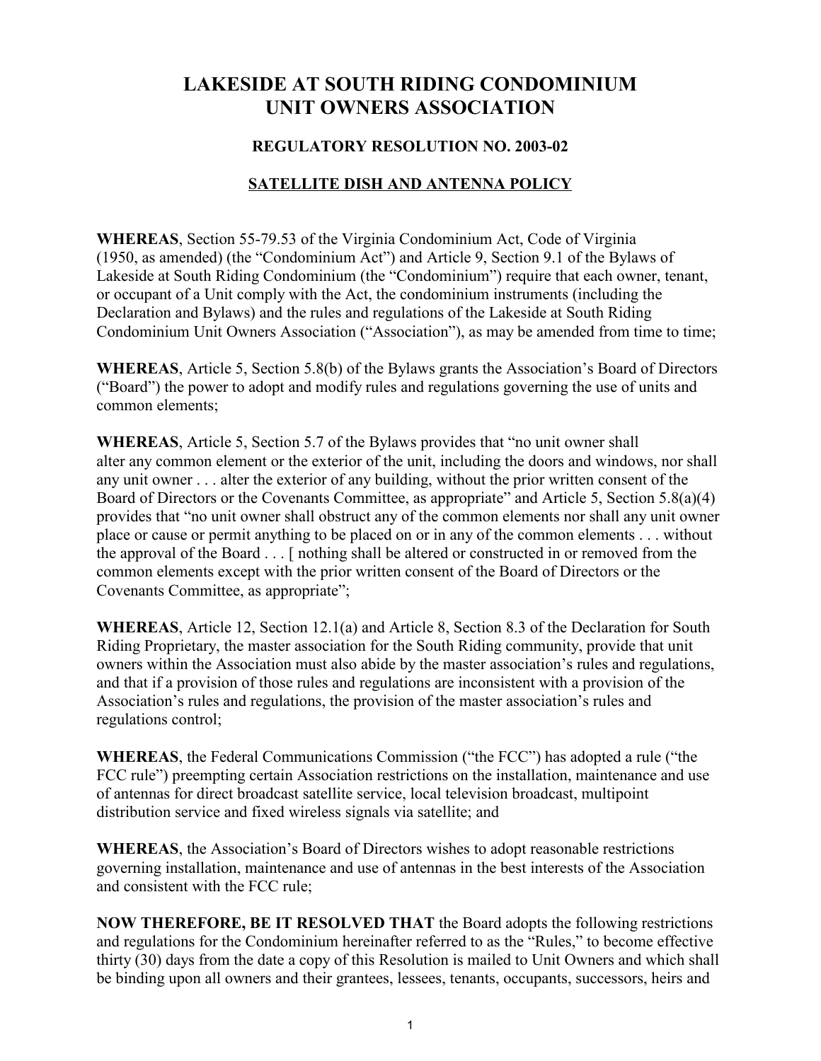# LAKESIDE AT SOUTH RIDING CONDOMINIUM UNIT OWNERS ASSOCIATION

### REGULATORY RESOLUTION NO. 2003-02

### SATELLITE DISH AND ANTENNA POLICY

**WHEREAS**, Section 55-79.53 of the Virginia Condominium Act, Code of Virginia (1950, as amended) (the "Condominium Act") and Article 9, Section 9.1 of the Bylaws of Lakeside at South Riding Condominium (the "Condominium") require that each owner, tenant, or occupant of a Unit comply with the Act, the condominium instruments (including the Declaration and Bylaws) and the rules and regulations of the Lakeside at South Riding Condominium Unit Owners Association ("Association"), as may be amended from time to time;

**WHEREAS**, Article 5, Section 5.8(b) of the Bylaws grants the Association's Board of Directors ("Board") the power to adopt and modify rules and regulations governing the use of units and common elements;

**WHEREAS**, Article 5, Section 5.7 of the Bylaws provides that "no unit owner shall alter any common element or the exterior of the unit, including the doors and windows, nor shall any unit owner . . . alter the exterior of any building, without the prior written consent of the Board of Directors or the Covenants Committee, as appropriate" and Article 5, Section 5.8(a)(4) provides that "no unit owner shall obstruct any of the common elements nor shall any unit owner place or cause or permit anything to be placed on or in any of the common elements . . . without the approval of the Board . . . [ nothing shall be altered or constructed in or removed from the common elements except with the prior written consent of the Board of Directors or the Covenants Committee, as appropriate";

**WHEREAS**, Article 12, Section 12.1(a) and Article 8, Section 8.3 of the Declaration for South Riding Proprietary, the master association for the South Riding community, provide that unit owners within the Association must also abide by the master association's rules and regulations, and that if a provision of those rules and regulations are inconsistent with a provision of the Association's rules and regulations, the provision of the master association's rules and regulations control;

**WHEREAS**, the Federal Communications Commission ("the FCC") has adopted a rule ("the FCC rule") preempting certain Association restrictions on the installation, maintenance and use of antennas for direct broadcast satellite service, local television broadcast, multipoint distribution service and fixed wireless signals via satellite; and

**WHEREAS**, the Association's Board of Directors wishes to adopt reasonable restrictions governing installation, maintenance and use of antennas in the best interests of the Association and consistent with the FCC rule;

**NOW THEREFORE, BE IT RESOLVED THAT** the Board adopts the following restrictions and regulations for the Condominium hereinafter referred to as the "Rules," to become effective thirty (30) days from the date a copy of this Resolution is mailed to Unit Owners and which shall be binding upon all owners and their grantees, lessees, tenants, occupants, successors, heirs and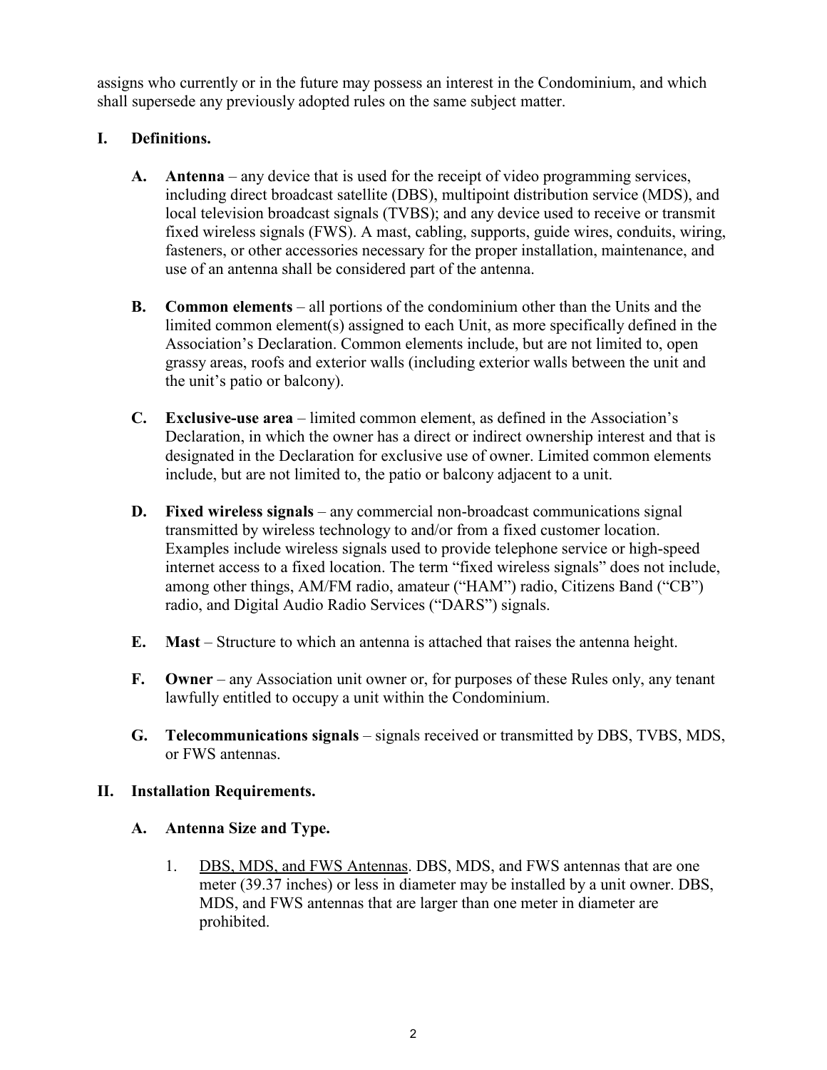assigns who currently or in the future may possess an interest in the Condominium, and which shall supersede any previously adopted rules on the same subject matter.

## I. Definitions.

**A. Antenna** – any device that is used for the receipt of video programming services, including direct broadcast satellite (DBS), multipoint distribution service (MDS), and local television broadcast signals (TVBS); and any device used to receive or transmit fixed wireless signals (FWS). A mast, cabling, supports, guide wires, conduits, wiring, fasteners, or other accessories necessary for the proper installation, maintenance, and use of an antenna shall be considered part of the antenna.

**B. Common elements** – all portions of the condominium other than the Units and the limited common element(s) assigned to each Unit, as more specifically defined in the Association's Declaration. Common elements include, but are not limited to, open grassy areas, roofs and exterior walls (including exterior walls between the unit and the unit's patio or balcony).

**C. Exclusive-use area** – limited common element, as defined in the Association's Declaration, in which the owner has a direct or indirect ownership interest and that is designated in the Declaration for exclusive use of owner. Limited common elements include, but are not limited to, the patio or balcony adjacent to a unit.

**D. Fixed wireless signals** – any commercial non-broadcast communications signal transmitted by wireless technology to and/or from a fixed customer location. Examples include wireless signals used to provide telephone service or high-speed internet access to a fixed location. The term "fixed wireless signals" does not include, among other things, AM/FM radio, amateur ("HAM") radio, Citizens Band ("CB") radio, and Digital Audio Radio Services ("DARS") signals.

**E. Mast** – Structure to which an antenna is attached that raises the antenna height.

**F. Owner** – any Association unit owner or, for purposes of these Rules only, any tenant lawfully entitled to occupy a unit within the Condominium.

**G. Telecommunications signals** – signals received or transmitted by DBS, TVBS, MDS, or FWS antennas.

## II. Installation Requirements.

### A. Antenna Size and Type.

1. DBS, MDS, and FWS Antennas. DBS, MDS, and FWS antennas that are one meter (39.37 inches) or less in diameter may be installed by a unit owner. DBS, MDS, and FWS antennas that are larger than one meter in diameter are prohibited.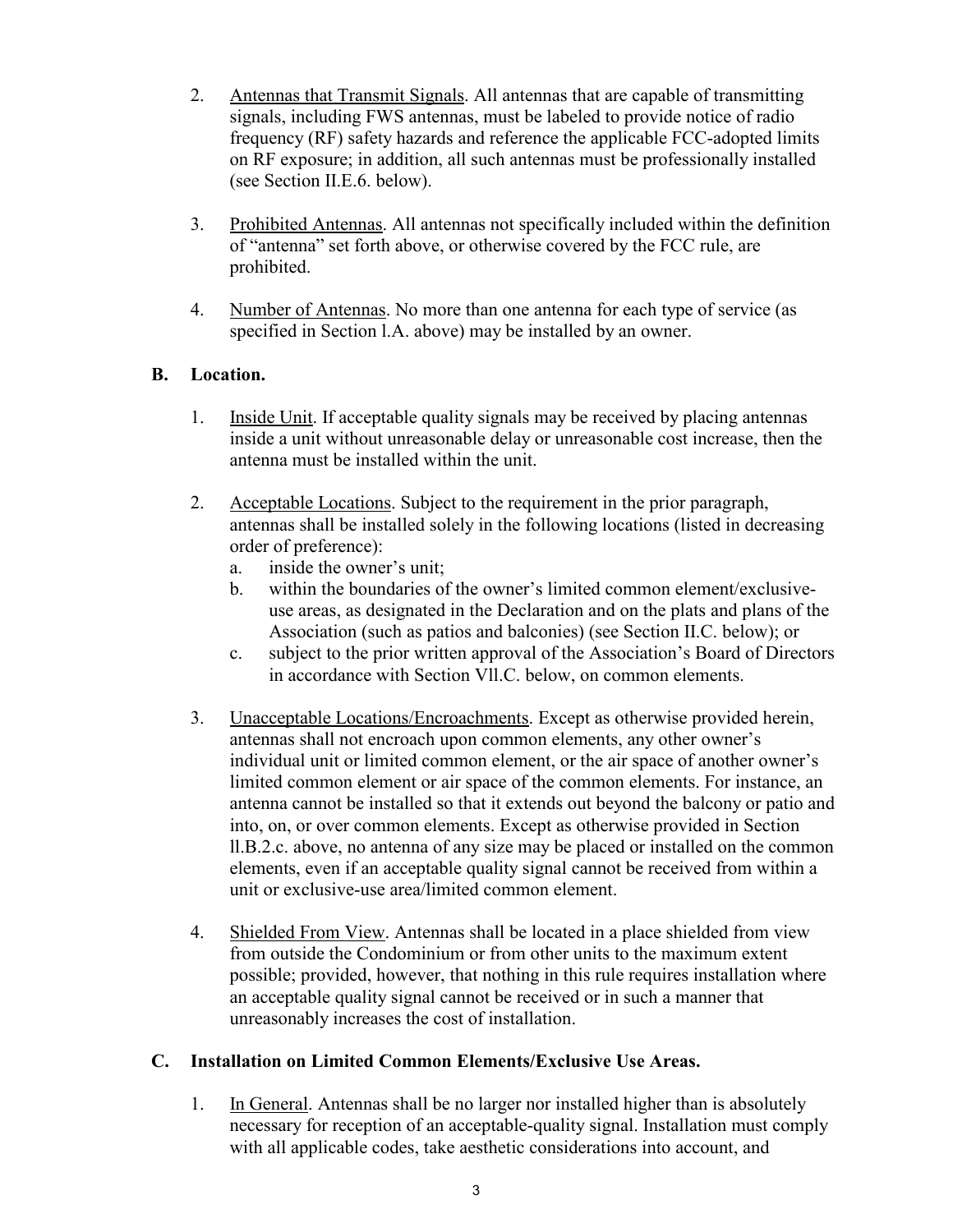2. Antennas that Transmit Signals. All antennas that are capable of transmitting signals, including FWS antennas, must be labeled to provide notice of radio frequency (RF) safety hazards and reference the applicable FCC-adopted limits on RF exposure; in addition, all such antennas must be professionally installed (see Section II.E.6. below).

3. Prohibited Antennas. All antennas not specifically included within the definition of "antenna" set forth above, or otherwise covered by the FCC rule, are prohibited.

4. Number of Antennas. No more than one antenna for each type of service (as specified in Section l.A. above) may be installed by an owner.

**B. Location.**

1. Inside Unit. If acceptable quality signals may be received by placing antennas inside a unit without unreasonable delay or unreasonable cost increase, then the antenna must be installed within the unit.

2. Acceptable Locations. Subject to the requirement in the prior paragraph, antennas shall be installed solely in the following locations (listed in decreasing order of preference):
   a. inside the owner's unit;
   b. within the boundaries of the owner's limited common element/exclusive-use areas, as designated in the Declaration and on the plats and plans of the Association (such as patios and balconies) (see Section II.C. below); or
   c. subject to the prior written approval of the Association's Board of Directors in accordance with Section Vll.C. below, on common elements.

3. Unacceptable Locations/Encroachments. Except as otherwise provided herein, antennas shall not encroach upon common elements, any other owner's individual unit or limited common element, or the air space of another owner's limited common element or air space of the common elements. For instance, an antenna cannot be installed so that it extends out beyond the balcony or patio and into, on, or over common elements. Except as otherwise provided in Section ll.B.2.c. above, no antenna of any size may be placed or installed on the common elements, even if an acceptable quality signal cannot be received from within a unit or exclusive-use area/limited common element.

4. Shielded From View. Antennas shall be located in a place shielded from view from outside the Condominium or from other units to the maximum extent possible; provided, however, that nothing in this rule requires installation where an acceptable quality signal cannot be received or in such a manner that unreasonably increases the cost of installation.

**C. Installation on Limited Common Elements/Exclusive Use Areas.**

1. In General. Antennas shall be no larger nor installed higher than is absolutely necessary for reception of an acceptable-quality signal. Installation must comply with all applicable codes, take aesthetic considerations into account, and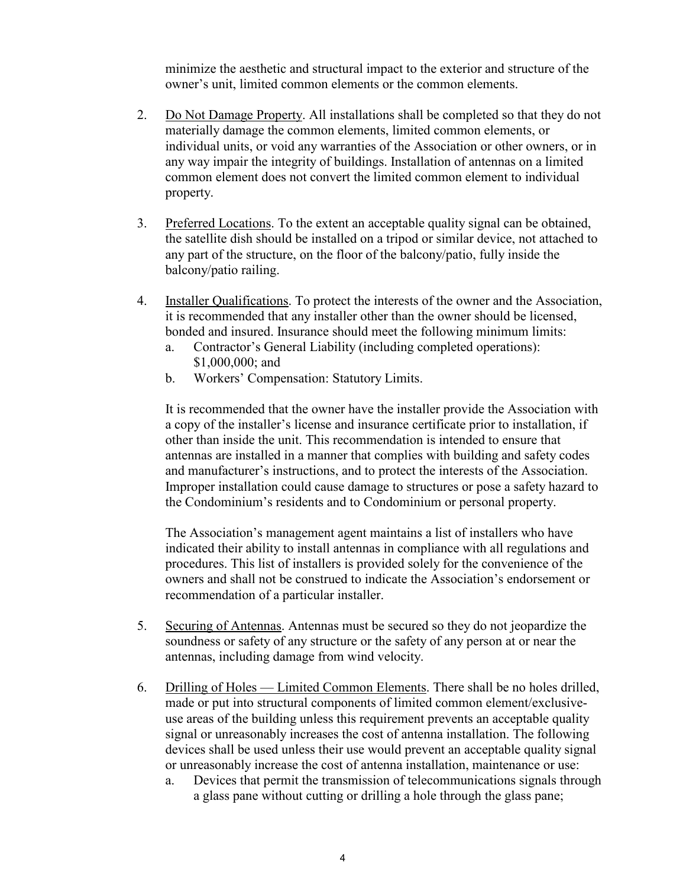minimize the aesthetic and structural impact to the exterior and structure of the owner's unit, limited common elements or the common elements.

2. Do Not Damage Property. All installations shall be completed so that they do not materially damage the common elements, limited common elements, or individual units, or void any warranties of the Association or other owners, or in any way impair the integrity of buildings. Installation of antennas on a limited common element does not convert the limited common element to individual property.

3. Preferred Locations. To the extent an acceptable quality signal can be obtained, the satellite dish should be installed on a tripod or similar device, not attached to any part of the structure, on the floor of the balcony/patio, fully inside the balcony/patio railing.

4. Installer Qualifications. To protect the interests of the owner and the Association, it is recommended that any installer other than the owner should be licensed, bonded and insured. Insurance should meet the following minimum limits:
   a. Contractor's General Liability (including completed operations): $1,000,000; and
   b. Workers' Compensation: Statutory Limits.

   It is recommended that the owner have the installer provide the Association with a copy of the installer's license and insurance certificate prior to installation, if other than inside the unit. This recommendation is intended to ensure that antennas are installed in a manner that complies with building and safety codes and manufacturer's instructions, and to protect the interests of the Association. Improper installation could cause damage to structures or pose a safety hazard to the Condominium's residents and to Condominium or personal property.

   The Association's management agent maintains a list of installers who have indicated their ability to install antennas in compliance with all regulations and procedures. This list of installers is provided solely for the convenience of the owners and shall not be construed to indicate the Association's endorsement or recommendation of a particular installer.

5. Securing of Antennas. Antennas must be secured so they do not jeopardize the soundness or safety of any structure or the safety of any person at or near the antennas, including damage from wind velocity.

6. Drilling of Holes — Limited Common Elements. There shall be no holes drilled, made or put into structural components of limited common element/exclusive-use areas of the building unless this requirement prevents an acceptable quality signal or unreasonably increases the cost of antenna installation. The following devices shall be used unless their use would prevent an acceptable quality signal or unreasonably increase the cost of antenna installation, maintenance or use:
   a. Devices that permit the transmission of telecommunications signals through a glass pane without cutting or drilling a hole through the glass pane;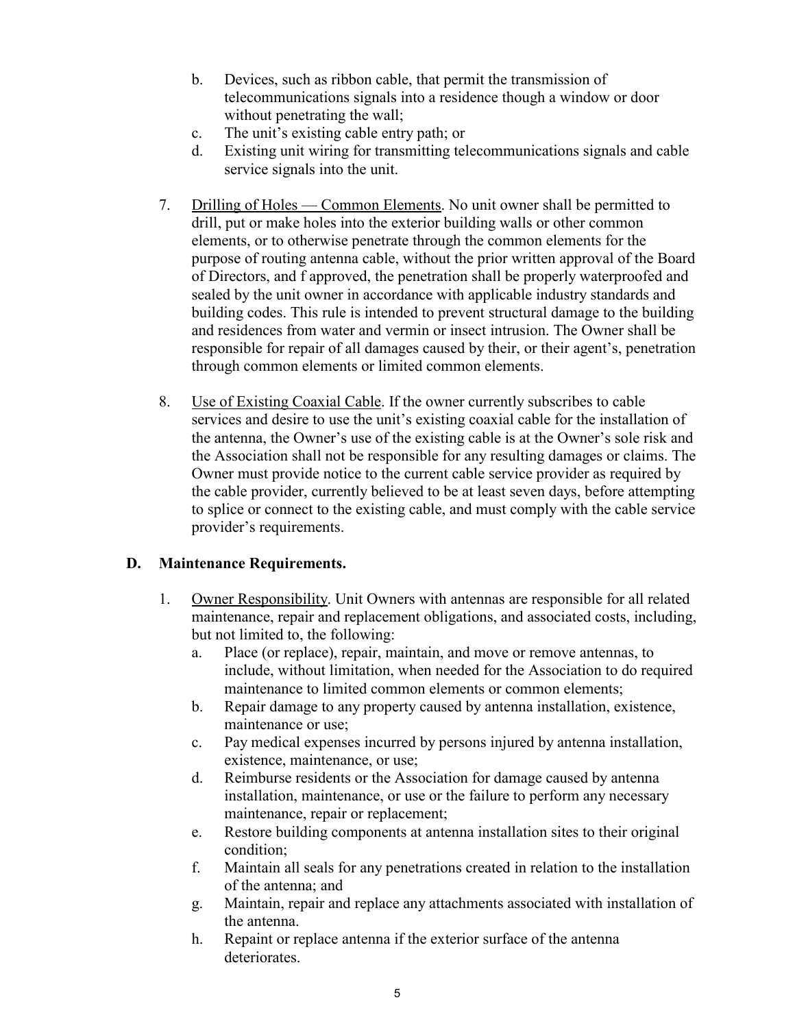b. Devices, such as ribbon cable, that permit the transmission of telecommunications signals into a residence though a window or door without penetrating the wall;
c. The unit's existing cable entry path; or
d. Existing unit wiring for transmitting telecommunications signals and cable service signals into the unit.

7. Drilling of Holes — Common Elements. No unit owner shall be permitted to drill, put or make holes into the exterior building walls or other common elements, or to otherwise penetrate through the common elements for the purpose of routing antenna cable, without the prior written approval of the Board of Directors, and f approved, the penetration shall be properly waterproofed and sealed by the unit owner in accordance with applicable industry standards and building codes. This rule is intended to prevent structural damage to the building and residences from water and vermin or insect intrusion. The Owner shall be responsible for repair of all damages caused by their, or their agent's, penetration through common elements or limited common elements.

8. Use of Existing Coaxial Cable. If the owner currently subscribes to cable services and desire to use the unit's existing coaxial cable for the installation of the antenna, the Owner's use of the existing cable is at the Owner's sole risk and the Association shall not be responsible for any resulting damages or claims. The Owner must provide notice to the current cable service provider as required by the cable provider, currently believed to be at least seven days, before attempting to splice or connect to the existing cable, and must comply with the cable service provider's requirements.

## D. Maintenance Requirements.

1. Owner Responsibility. Unit Owners with antennas are responsible for all related maintenance, repair and replacement obligations, and associated costs, including, but not limited to, the following:
   a. Place (or replace), repair, maintain, and move or remove antennas, to include, without limitation, when needed for the Association to do required maintenance to limited common elements or common elements;
   b. Repair damage to any property caused by antenna installation, existence, maintenance or use;
   c. Pay medical expenses incurred by persons injured by antenna installation, existence, maintenance, or use;
   d. Reimburse residents or the Association for damage caused by antenna installation, maintenance, or use or the failure to perform any necessary maintenance, repair or replacement;
   e. Restore building components at antenna installation sites to their original condition;
   f. Maintain all seals for any penetrations created in relation to the installation of the antenna; and
   g. Maintain, repair and replace any attachments associated with installation of the antenna.
   h. Repaint or replace antenna if the exterior surface of the antenna deteriorates.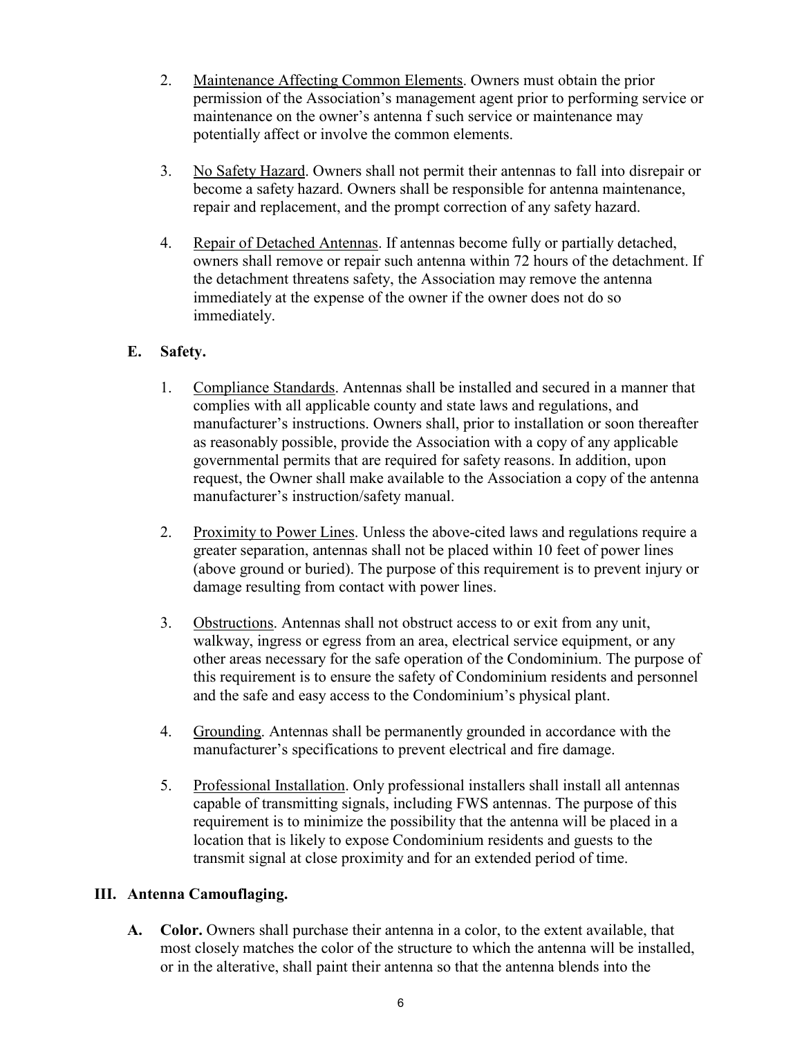2. Maintenance Affecting Common Elements. Owners must obtain the prior permission of the Association's management agent prior to performing service or maintenance on the owner's antenna f such service or maintenance may potentially affect or involve the common elements.

3. No Safety Hazard. Owners shall not permit their antennas to fall into disrepair or become a safety hazard. Owners shall be responsible for antenna maintenance, repair and replacement, and the prompt correction of any safety hazard.

4. Repair of Detached Antennas. If antennas become fully or partially detached, owners shall remove or repair such antenna within 72 hours of the detachment. If the detachment threatens safety, the Association may remove the antenna immediately at the expense of the owner if the owner does not do so immediately.

**E. Safety.**

1. Compliance Standards. Antennas shall be installed and secured in a manner that complies with all applicable county and state laws and regulations, and manufacturer's instructions. Owners shall, prior to installation or soon thereafter as reasonably possible, provide the Association with a copy of any applicable governmental permits that are required for safety reasons. In addition, upon request, the Owner shall make available to the Association a copy of the antenna manufacturer's instruction/safety manual.

2. Proximity to Power Lines. Unless the above-cited laws and regulations require a greater separation, antennas shall not be placed within 10 feet of power lines (above ground or buried). The purpose of this requirement is to prevent injury or damage resulting from contact with power lines.

3. Obstructions. Antennas shall not obstruct access to or exit from any unit, walkway, ingress or egress from an area, electrical service equipment, or any other areas necessary for the safe operation of the Condominium. The purpose of this requirement is to ensure the safety of Condominium residents and personnel and the safe and easy access to the Condominium's physical plant.

4. Grounding. Antennas shall be permanently grounded in accordance with the manufacturer's specifications to prevent electrical and fire damage.

5. Professional Installation. Only professional installers shall install all antennas capable of transmitting signals, including FWS antennas. The purpose of this requirement is to minimize the possibility that the antenna will be placed in a location that is likely to expose Condominium residents and guests to the transmit signal at close proximity and for an extended period of time.

## III. Antenna Camouflaging.

**A. Color.** Owners shall purchase their antenna in a color, to the extent available, that most closely matches the color of the structure to which the antenna will be installed, or in the alterative, shall paint their antenna so that the antenna blends into the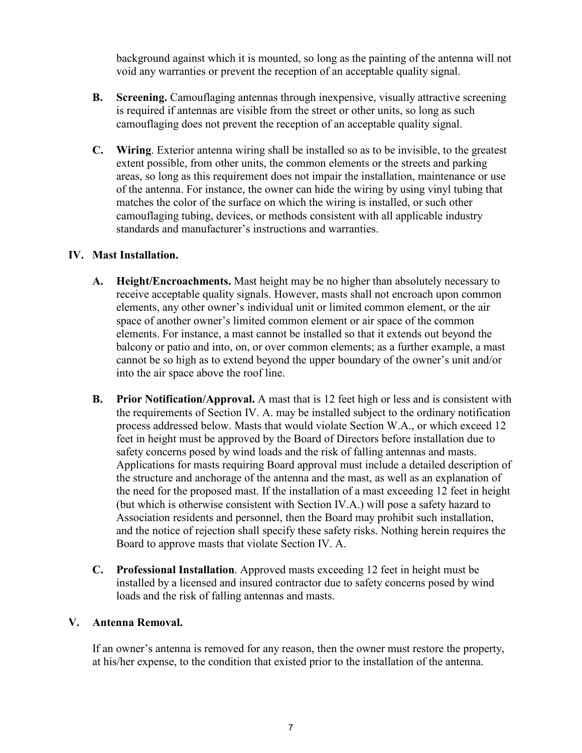background against which it is mounted, so long as the painting of the antenna will not void any warranties or prevent the reception of an acceptable quality signal.

**B. Screening.** Camouflaging antennas through inexpensive, visually attractive screening is required if antennas are visible from the street or other units, so long as such camouflaging does not prevent the reception of an acceptable quality signal.

**C. Wiring**. Exterior antenna wiring shall be installed so as to be invisible, to the greatest extent possible, from other units, the common elements or the streets and parking areas, so long as this requirement does not impair the installation, maintenance or use of the antenna. For instance, the owner can hide the wiring by using vinyl tubing that matches the color of the surface on which the wiring is installed, or such other camouflaging tubing, devices, or methods consistent with all applicable industry standards and manufacturer's instructions and warranties.

## IV. Mast Installation.

**A. Height/Encroachments.** Mast height may be no higher than absolutely necessary to receive acceptable quality signals. However, masts shall not encroach upon common elements, any other owner's individual unit or limited common element, or the air space of another owner's limited common element or air space of the common elements. For instance, a mast cannot be installed so that it extends out beyond the balcony or patio and into, on, or over common elements; as a further example, a mast cannot be so high as to extend beyond the upper boundary of the owner's unit and/or into the air space above the roof line.

**B. Prior Notification/Approval.** A mast that is 12 feet high or less and is consistent with the requirements of Section IV. A. may be installed subject to the ordinary notification process addressed below. Masts that would violate Section W.A., or which exceed 12 feet in height must be approved by the Board of Directors before installation due to safety concerns posed by wind loads and the risk of falling antennas and masts. Applications for masts requiring Board approval must include a detailed description of the structure and anchorage of the antenna and the mast, as well as an explanation of the need for the proposed mast. If the installation of a mast exceeding 12 feet in height (but which is otherwise consistent with Section IV.A.) will pose a safety hazard to Association residents and personnel, then the Board may prohibit such installation, and the notice of rejection shall specify these safety risks. Nothing herein requires the Board to approve masts that violate Section IV. A.

**C. Professional Installation**. Approved masts exceeding 12 feet in height must be installed by a licensed and insured contractor due to safety concerns posed by wind loads and the risk of falling antennas and masts.

## V. Antenna Removal.

If an owner's antenna is removed for any reason, then the owner must restore the property, at his/her expense, to the condition that existed prior to the installation of the antenna.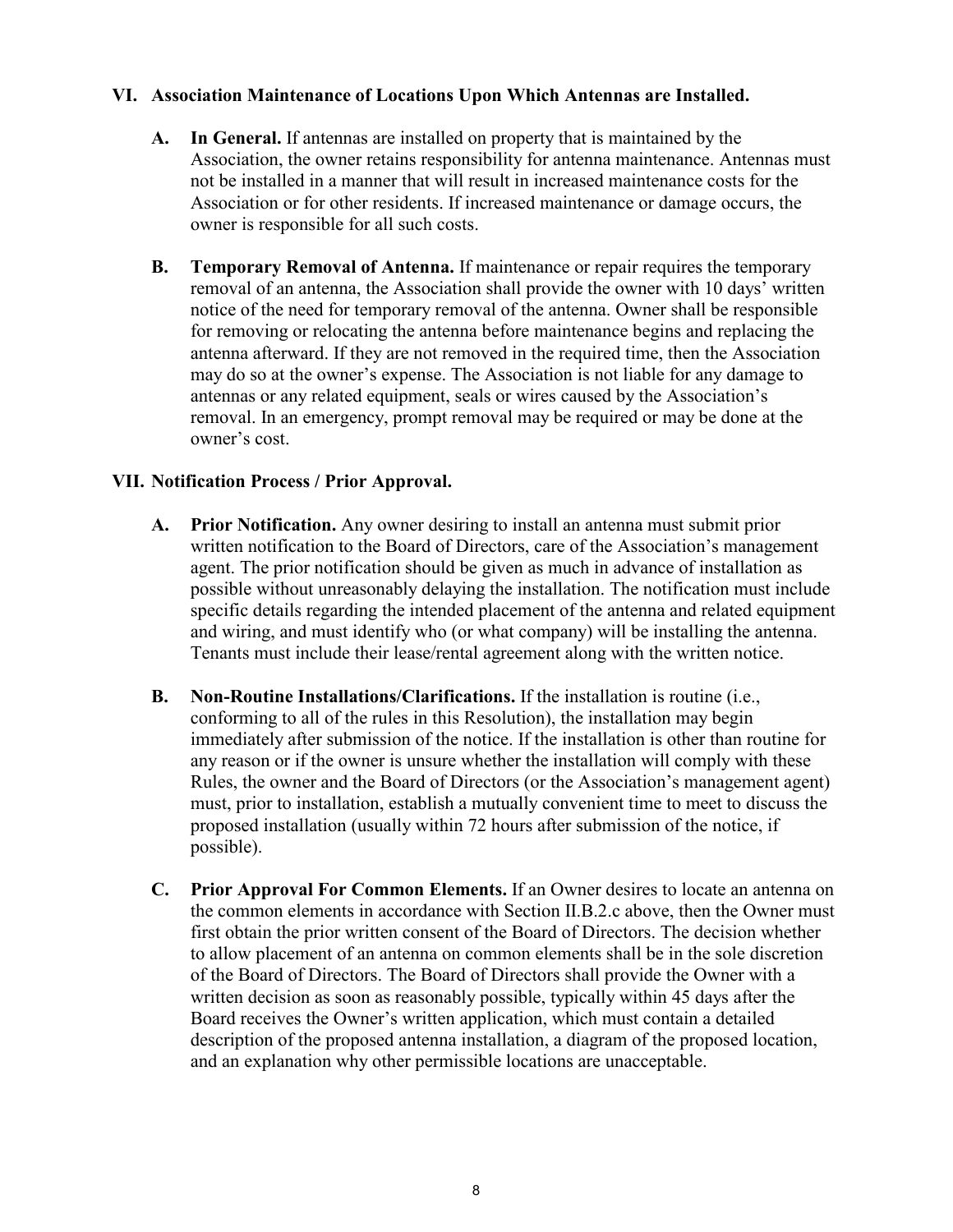## VI. Association Maintenance of Locations Upon Which Antennas are Installed.

**A. In General.** If antennas are installed on property that is maintained by the Association, the owner retains responsibility for antenna maintenance. Antennas must not be installed in a manner that will result in increased maintenance costs for the Association or for other residents. If increased maintenance or damage occurs, the owner is responsible for all such costs.

**B. Temporary Removal of Antenna.** If maintenance or repair requires the temporary removal of an antenna, the Association shall provide the owner with 10 days' written notice of the need for temporary removal of the antenna. Owner shall be responsible for removing or relocating the antenna before maintenance begins and replacing the antenna afterward. If they are not removed in the required time, then the Association may do so at the owner's expense. The Association is not liable for any damage to antennas or any related equipment, seals or wires caused by the Association's removal. In an emergency, prompt removal may be required or may be done at the owner's cost.

## VII. Notification Process / Prior Approval.

**A. Prior Notification.** Any owner desiring to install an antenna must submit prior written notification to the Board of Directors, care of the Association's management agent. The prior notification should be given as much in advance of installation as possible without unreasonably delaying the installation. The notification must include specific details regarding the intended placement of the antenna and related equipment and wiring, and must identify who (or what company) will be installing the antenna. Tenants must include their lease/rental agreement along with the written notice.

**B. Non-Routine Installations/Clarifications.** If the installation is routine (i.e., conforming to all of the rules in this Resolution), the installation may begin immediately after submission of the notice. If the installation is other than routine for any reason or if the owner is unsure whether the installation will comply with these Rules, the owner and the Board of Directors (or the Association's management agent) must, prior to installation, establish a mutually convenient time to meet to discuss the proposed installation (usually within 72 hours after submission of the notice, if possible).

**C. Prior Approval For Common Elements.** If an Owner desires to locate an antenna on the common elements in accordance with Section II.B.2.c above, then the Owner must first obtain the prior written consent of the Board of Directors. The decision whether to allow placement of an antenna on common elements shall be in the sole discretion of the Board of Directors. The Board of Directors shall provide the Owner with a written decision as soon as reasonably possible, typically within 45 days after the Board receives the Owner's written application, which must contain a detailed description of the proposed antenna installation, a diagram of the proposed location, and an explanation why other permissible locations are unacceptable.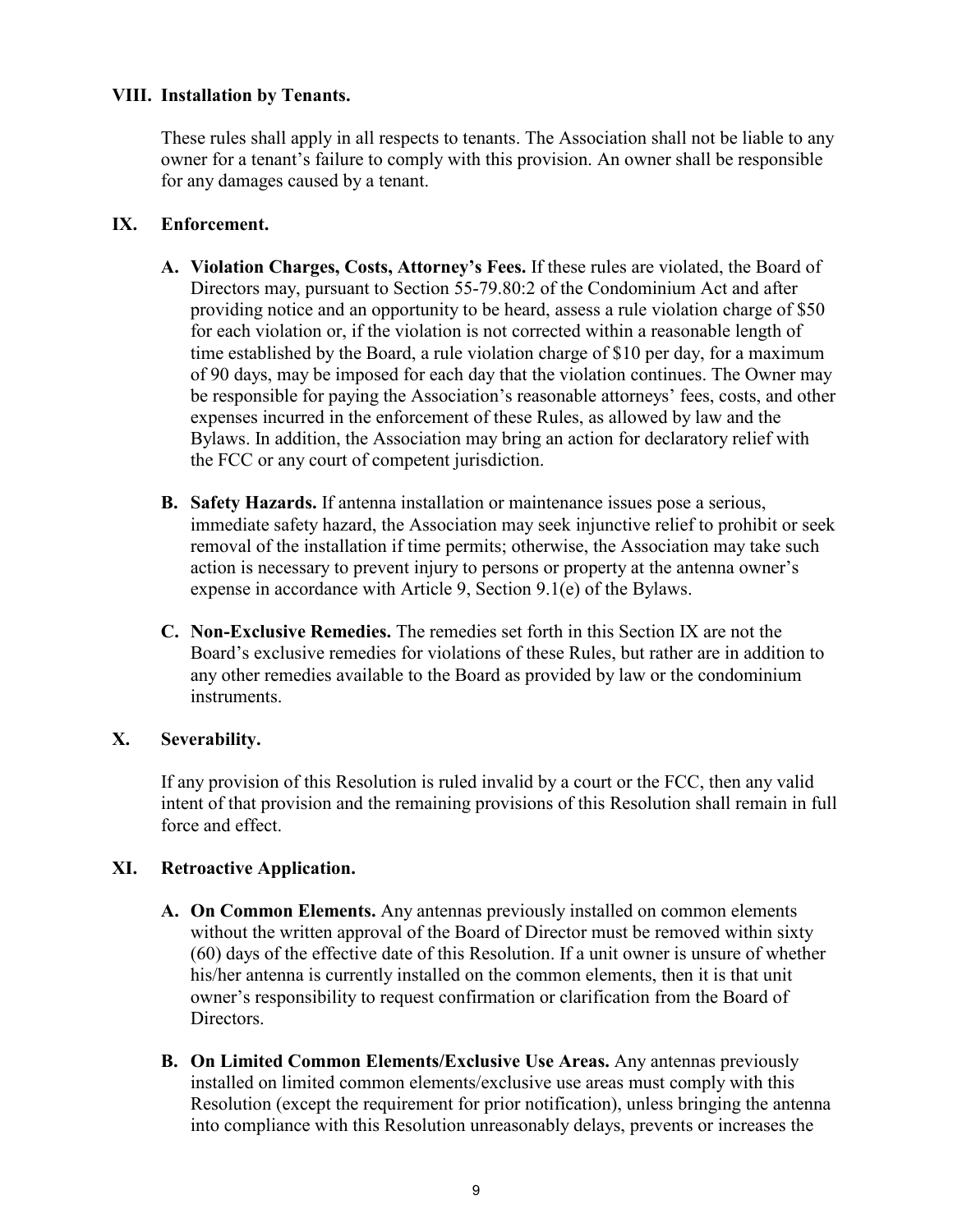## VIII. Installation by Tenants.

These rules shall apply in all respects to tenants. The Association shall not be liable to any owner for a tenant's failure to comply with this provision. An owner shall be responsible for any damages caused by a tenant.

## IX. Enforcement.

- **A. Violation Charges, Costs, Attorney's Fees.** If these rules are violated, the Board of Directors may, pursuant to Section 55-79.80:2 of the Condominium Act and after providing notice and an opportunity to be heard, assess a rule violation charge of $50 for each violation or, if the violation is not corrected within a reasonable length of time established by the Board, a rule violation charge of $10 per day, for a maximum of 90 days, may be imposed for each day that the violation continues. The Owner may be responsible for paying the Association's reasonable attorneys' fees, costs, and other expenses incurred in the enforcement of these Rules, as allowed by law and the Bylaws. In addition, the Association may bring an action for declaratory relief with the FCC or any court of competent jurisdiction.

- **B. Safety Hazards.** If antenna installation or maintenance issues pose a serious, immediate safety hazard, the Association may seek injunctive relief to prohibit or seek removal of the installation if time permits; otherwise, the Association may take such action is necessary to prevent injury to persons or property at the antenna owner's expense in accordance with Article 9, Section 9.1(e) of the Bylaws.

- **C. Non-Exclusive Remedies.** The remedies set forth in this Section IX are not the Board's exclusive remedies for violations of these Rules, but rather are in addition to any other remedies available to the Board as provided by law or the condominium instruments.

## X. Severability.

If any provision of this Resolution is ruled invalid by a court or the FCC, then any valid intent of that provision and the remaining provisions of this Resolution shall remain in full force and effect.

## XI. Retroactive Application.

- **A. On Common Elements.** Any antennas previously installed on common elements without the written approval of the Board of Director must be removed within sixty (60) days of the effective date of this Resolution. If a unit owner is unsure of whether his/her antenna is currently installed on the common elements, then it is that unit owner's responsibility to request confirmation or clarification from the Board of Directors.

- **B. On Limited Common Elements/Exclusive Use Areas.** Any antennas previously installed on limited common elements/exclusive use areas must comply with this Resolution (except the requirement for prior notification), unless bringing the antenna into compliance with this Resolution unreasonably delays, prevents or increases the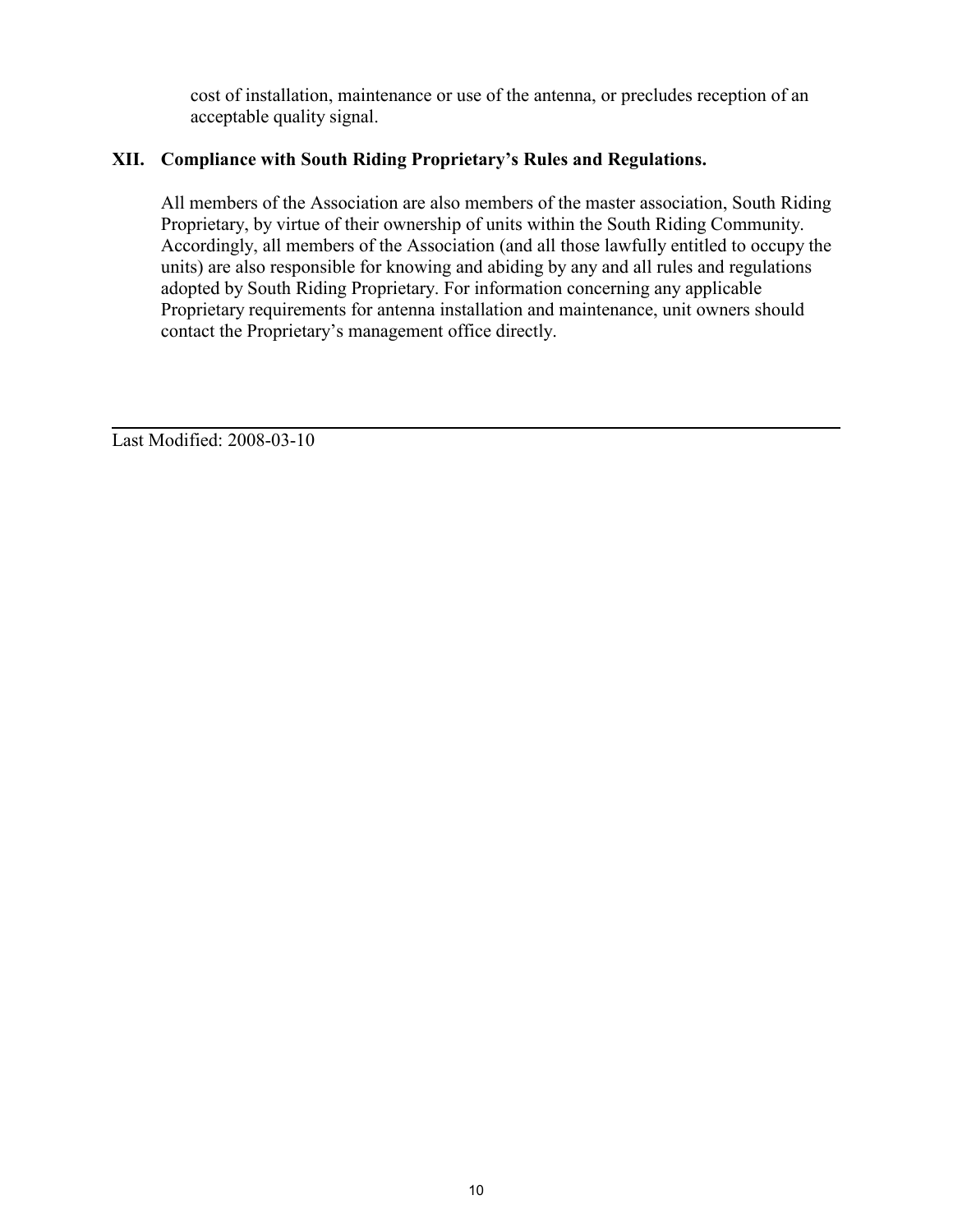cost of installation, maintenance or use of the antenna, or precludes reception of an acceptable quality signal.

## XII. Compliance with South Riding Proprietary's Rules and Regulations.

All members of the Association are also members of the master association, South Riding Proprietary, by virtue of their ownership of units within the South Riding Community. Accordingly, all members of the Association (and all those lawfully entitled to occupy the units) are also responsible for knowing and abiding by any and all rules and regulations adopted by South Riding Proprietary. For information concerning any applicable Proprietary requirements for antenna installation and maintenance, unit owners should contact the Proprietary's management office directly.

---

Last Modified: 2008-03-10